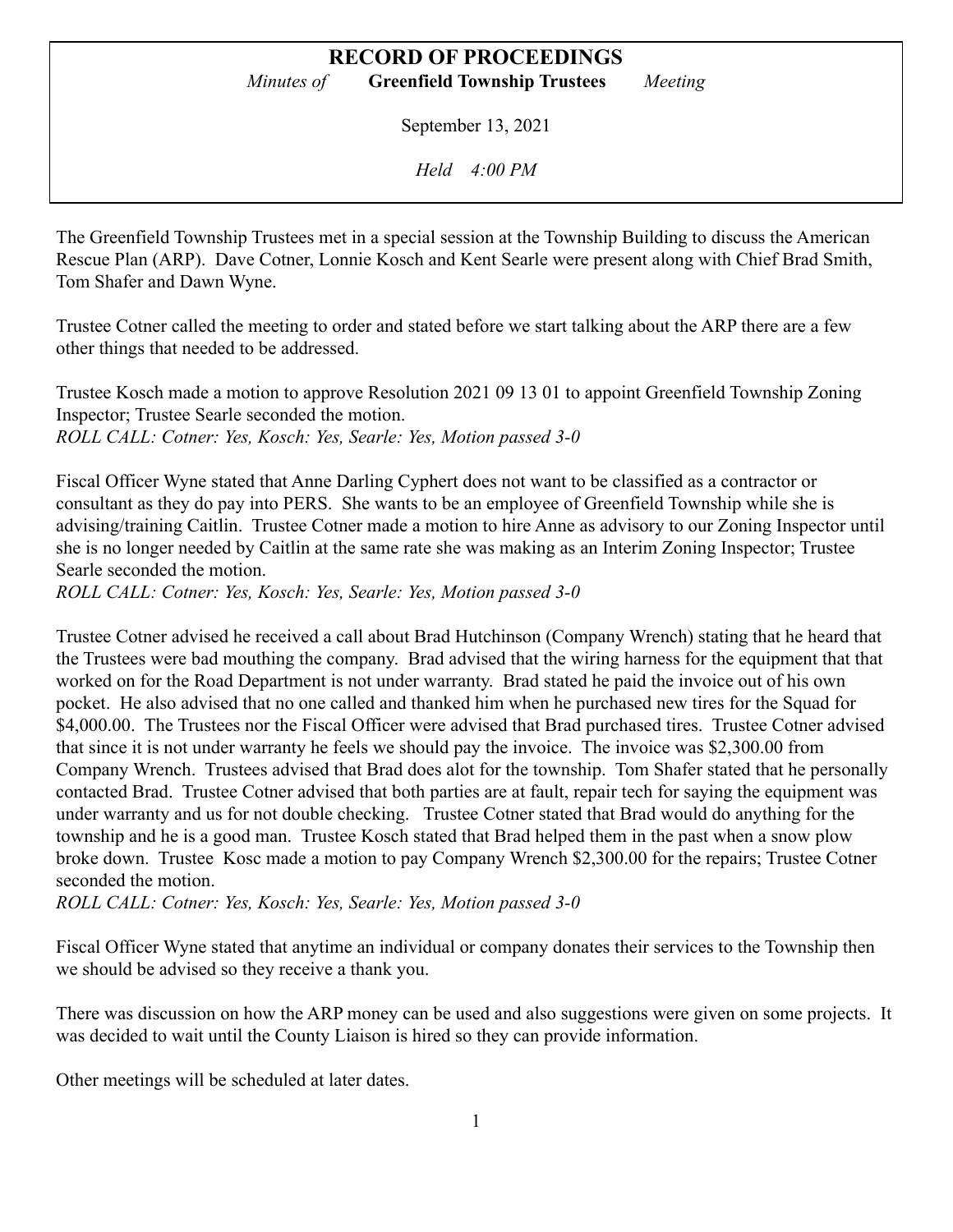# RECORD OF PROCEEDINGS

*Minutes of* **Greenfield Township Trustees** *Meeting*

September 13, 2021

*Held 4:00 PM*

The Greenfield Township Trustees met in a special session at the Township Building to discuss the American Rescue Plan (ARP). Dave Cotner, Lonnie Kosch and Kent Searle were present along with Chief Brad Smith, Tom Shafer and Dawn Wyne.

Trustee Cotner called the meeting to order and stated before we start talking about the ARP there are a few other things that needed to be addressed.

Trustee Kosch made a motion to approve Resolution 2021 09 13 01 to appoint Greenfield Township Zoning Inspector; Trustee Searle seconded the motion.
*ROLL CALL: Cotner: Yes, Kosch: Yes, Searle: Yes, Motion passed 3-0*

Fiscal Officer Wyne stated that Anne Darling Cyphert does not want to be classified as a contractor or consultant as they do pay into PERS. She wants to be an employee of Greenfield Township while she is advising/training Caitlin. Trustee Cotner made a motion to hire Anne as advisory to our Zoning Inspector until she is no longer needed by Caitlin at the same rate she was making as an Interim Zoning Inspector; Trustee Searle seconded the motion.
*ROLL CALL: Cotner: Yes, Kosch: Yes, Searle: Yes, Motion passed 3-0*

Trustee Cotner advised he received a call about Brad Hutchinson (Company Wrench) stating that he heard that the Trustees were bad mouthing the company. Brad advised that the wiring harness for the equipment that that worked on for the Road Department is not under warranty. Brad stated he paid the invoice out of his own pocket. He also advised that no one called and thanked him when he purchased new tires for the Squad for $4,000.00. The Trustees nor the Fiscal Officer were advised that Brad purchased tires. Trustee Cotner advised that since it is not under warranty he feels we should pay the invoice. The invoice was $2,300.00 from Company Wrench. Trustees advised that Brad does alot for the township. Tom Shafer stated that he personally contacted Brad. Trustee Cotner advised that both parties are at fault, repair tech for saying the equipment was under warranty and us for not double checking. Trustee Cotner stated that Brad would do anything for the township and he is a good man. Trustee Kosch stated that Brad helped them in the past when a snow plow broke down. Trustee Kosc made a motion to pay Company Wrench $2,300.00 for the repairs; Trustee Cotner seconded the motion.
*ROLL CALL: Cotner: Yes, Kosch: Yes, Searle: Yes, Motion passed 3-0*

Fiscal Officer Wyne stated that anytime an individual or company donates their services to the Township then we should be advised so they receive a thank you.

There was discussion on how the ARP money can be used and also suggestions were given on some projects. It was decided to wait until the County Liaison is hired so they can provide information.

Other meetings will be scheduled at later dates.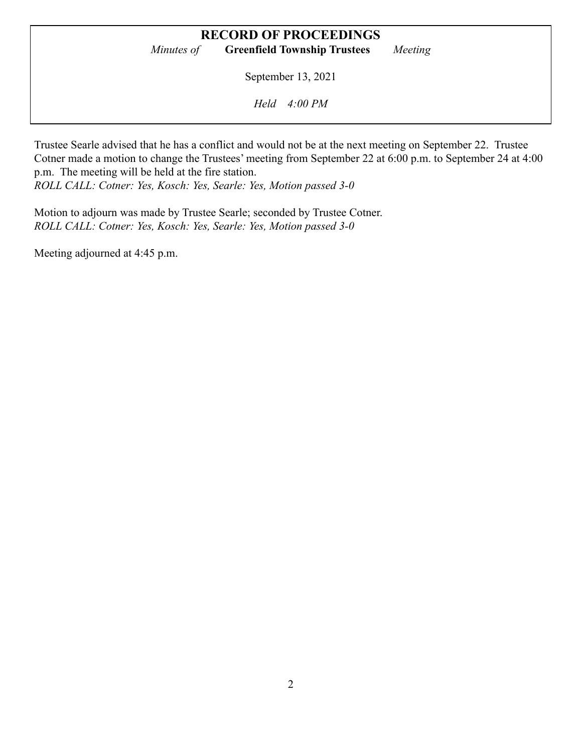# RECORD OF PROCEEDINGS

*Minutes of* **Greenfield Township Trustees** *Meeting*

September 13, 2021

*Held 4:00 PM*

Trustee Searle advised that he has a conflict and would not be at the next meeting on September 22. Trustee Cotner made a motion to change the Trustees' meeting from September 22 at 6:00 p.m. to September 24 at 4:00 p.m. The meeting will be held at the fire station.
*ROLL CALL: Cotner: Yes, Kosch: Yes, Searle: Yes, Motion passed 3-0*

Motion to adjourn was made by Trustee Searle; seconded by Trustee Cotner.
*ROLL CALL: Cotner: Yes, Kosch: Yes, Searle: Yes, Motion passed 3-0*

Meeting adjourned at 4:45 p.m.